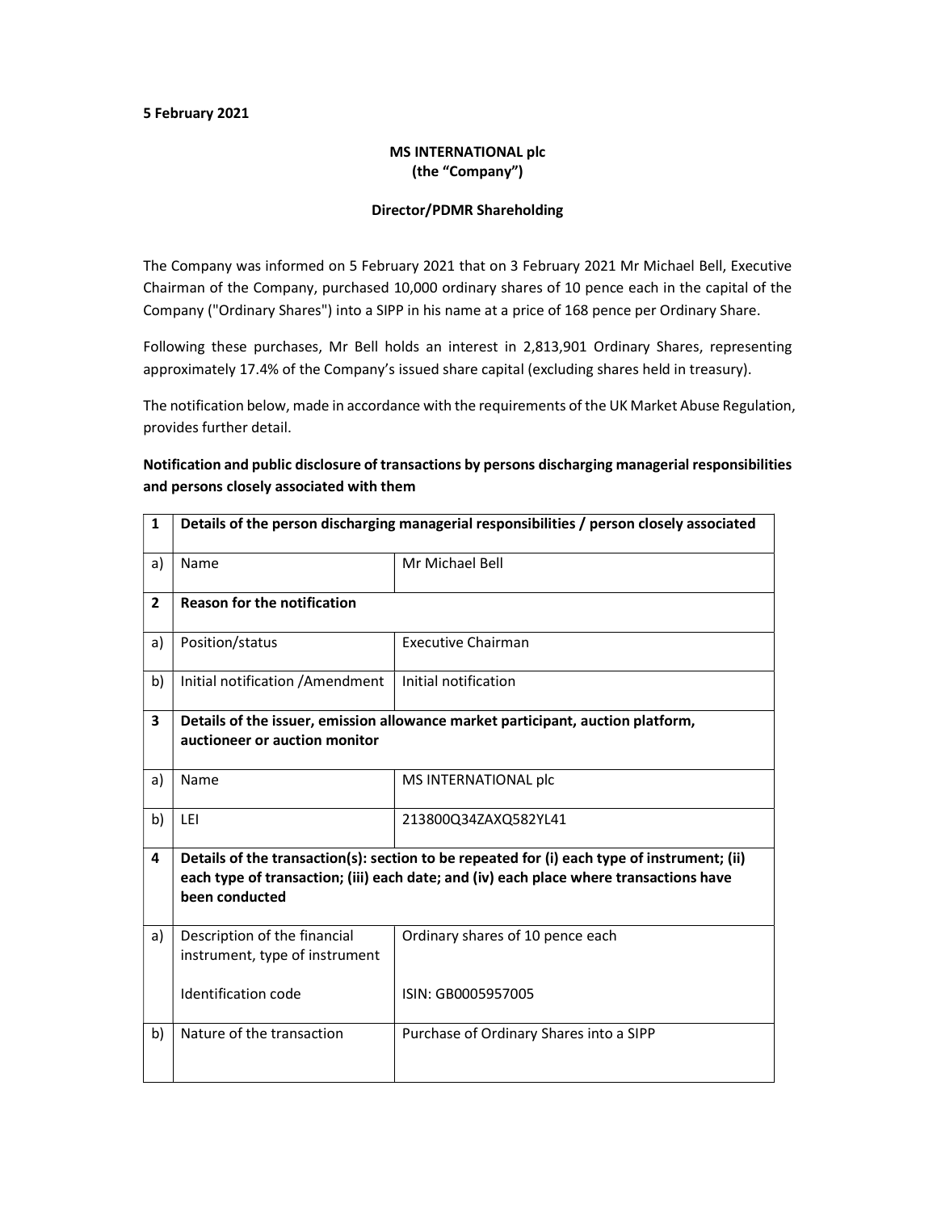**5 February 2021**

**MS INTERNATIONAL plc**
**(the "Company")**

**Director/PDMR Shareholding**

The Company was informed on 5 February 2021 that on 3 February 2021 Mr Michael Bell, Executive Chairman of the Company, purchased 10,000 ordinary shares of 10 pence each in the capital of the Company ("Ordinary Shares") into a SIPP in his name at a price of 168 pence per Ordinary Share.

Following these purchases, Mr Bell holds an interest in 2,813,901 Ordinary Shares, representing approximately 17.4% of the Company's issued share capital (excluding shares held in treasury).

The notification below, made in accordance with the requirements of the UK Market Abuse Regulation, provides further detail.

**Notification and public disclosure of transactions by persons discharging managerial responsibilities and persons closely associated with them**

| | | |
|---|---|---|
| **1** | **Details of the person discharging managerial responsibilities / person closely associated** | |
| a) | Name | Mr Michael Bell |
| **2** | **Reason for the notification** | |
| a) | Position/status | Executive Chairman |
| b) | Initial notification /Amendment | Initial notification |
| **3** | **Details of the issuer, emission allowance market participant, auction platform, auctioneer or auction monitor** | |
| a) | Name | MS INTERNATIONAL plc |
| b) | LEI | 213800Q34ZAXQ582YL41 |
| **4** | **Details of the transaction(s): section to be repeated for (i) each type of instrument; (ii) each type of transaction; (iii) each date; and (iv) each place where transactions have been conducted** | |
| a) | Description of the financial instrument, type of instrument<br><br>Identification code | Ordinary shares of 10 pence each<br><br>ISIN: GB0005957005 |
| b) | Nature of the transaction | Purchase of Ordinary Shares into a SIPP |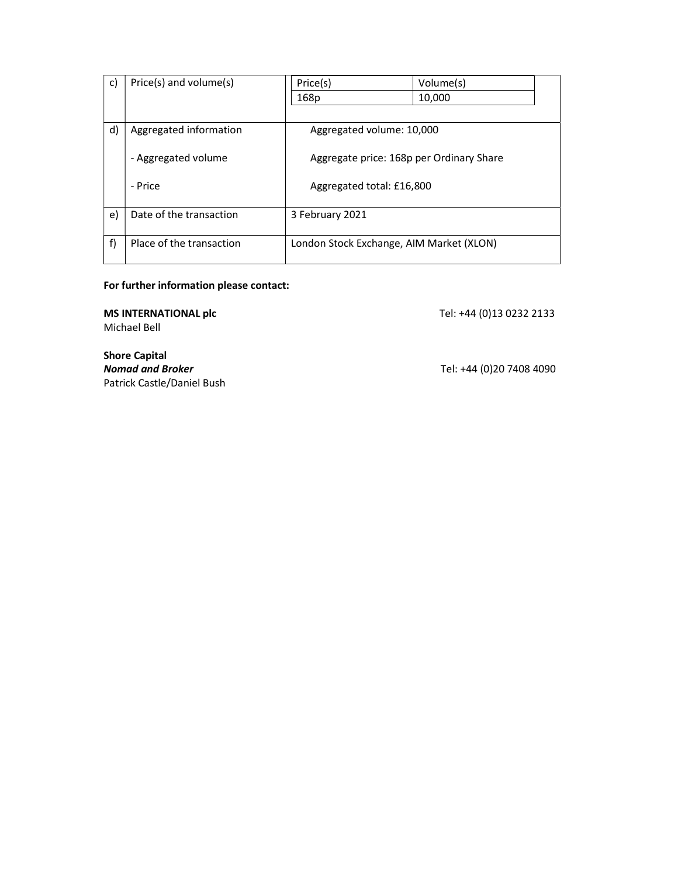| | | |
|---|---|---|
| c) | Price(s) and volume(s) | Price(s): 168p<br>Volume(s): 10,000 |
| d) | Aggregated information<br><br>- Aggregated volume<br><br>- Price | Aggregated volume: 10,000<br><br>Aggregate price: 168p per Ordinary Share<br><br>Aggregated total: £16,800 |
| e) | Date of the transaction | 3 February 2021 |
| f) | Place of the transaction | London Stock Exchange, AIM Market (XLON) |

**For further information please contact:**

**MS INTERNATIONAL plc** Tel: +44 (0)13 0232 2133
Michael Bell

**Shore Capital**
***Nomad and Broker*** Tel: +44 (0)20 7408 4090
Patrick Castle/Daniel Bush